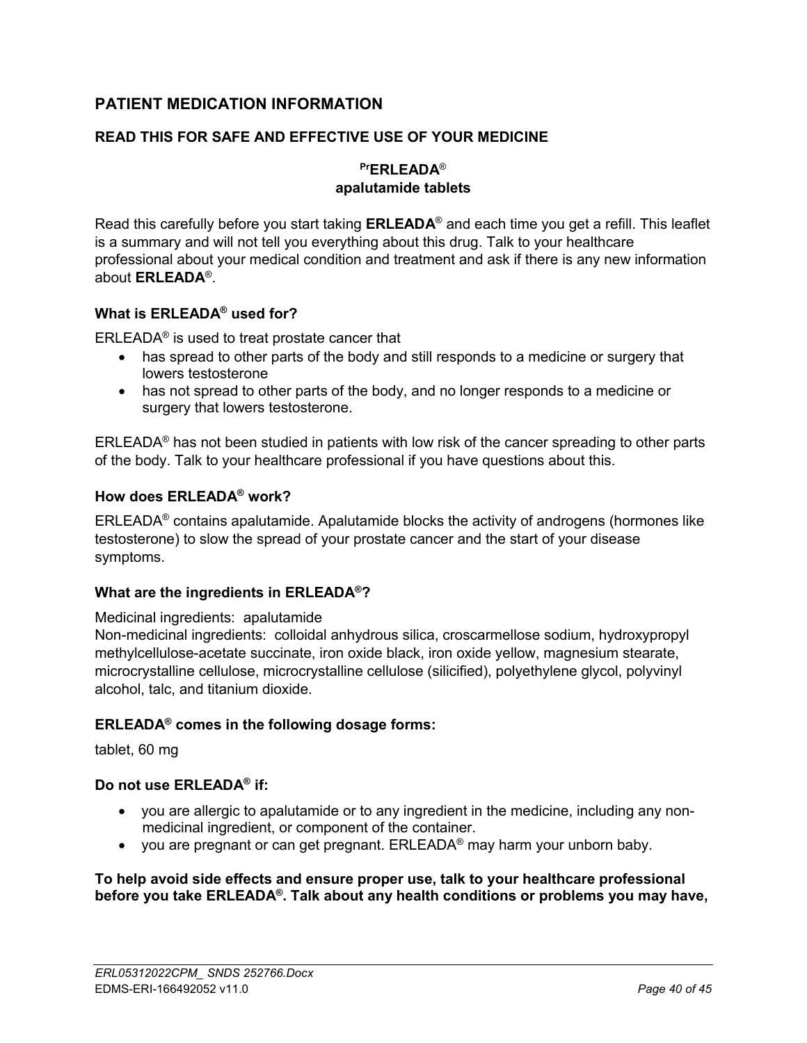## PATIENT MEDICATION INFORMATION

### READ THIS FOR SAFE AND EFFECTIVE USE OF YOUR MEDICINE

**PrERLEADA®**
**apalutamide tablets**

Read this carefully before you start taking **ERLEADA®** and each time you get a refill. This leaflet is a summary and will not tell you everything about this drug. Talk to your healthcare professional about your medical condition and treatment and ask if there is any new information about **ERLEADA®**.

**What is ERLEADA® used for?**

ERLEADA® is used to treat prostate cancer that

- has spread to other parts of the body and still responds to a medicine or surgery that lowers testosterone
- has not spread to other parts of the body, and no longer responds to a medicine or surgery that lowers testosterone.

ERLEADA® has not been studied in patients with low risk of the cancer spreading to other parts of the body. Talk to your healthcare professional if you have questions about this.

**How does ERLEADA® work?**

ERLEADA® contains apalutamide. Apalutamide blocks the activity of androgens (hormones like testosterone) to slow the spread of your prostate cancer and the start of your disease symptoms.

**What are the ingredients in ERLEADA®?**

Medicinal ingredients: apalutamide
Non-medicinal ingredients: colloidal anhydrous silica, croscarmellose sodium, hydroxypropyl methylcellulose-acetate succinate, iron oxide black, iron oxide yellow, magnesium stearate, microcrystalline cellulose, microcrystalline cellulose (silicified), polyethylene glycol, polyvinyl alcohol, talc, and titanium dioxide.

**ERLEADA® comes in the following dosage forms:**

tablet, 60 mg

**Do not use ERLEADA® if:**

- you are allergic to apalutamide or to any ingredient in the medicine, including any non-medicinal ingredient, or component of the container.
- you are pregnant or can get pregnant. ERLEADA® may harm your unborn baby.

**To help avoid side effects and ensure proper use, talk to your healthcare professional before you take ERLEADA®. Talk about any health conditions or problems you may have,**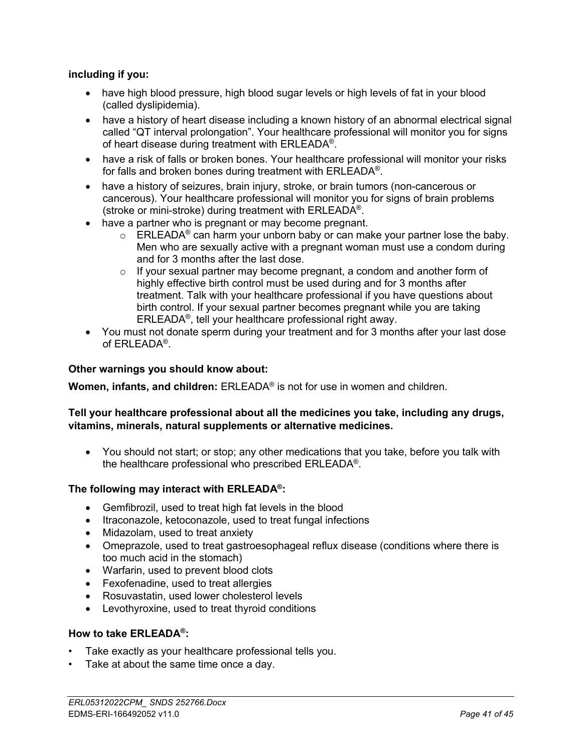**including if you:**

- have high blood pressure, high blood sugar levels or high levels of fat in your blood (called dyslipidemia).
- have a history of heart disease including a known history of an abnormal electrical signal called “QT interval prolongation”. Your healthcare professional will monitor you for signs of heart disease during treatment with ERLEADA®.
- have a risk of falls or broken bones. Your healthcare professional will monitor your risks for falls and broken bones during treatment with ERLEADA®.
- have a history of seizures, brain injury, stroke, or brain tumors (non-cancerous or cancerous). Your healthcare professional will monitor you for signs of brain problems (stroke or mini-stroke) during treatment with ERLEADA®.
- have a partner who is pregnant or may become pregnant.
  - ERLEADA® can harm your unborn baby or can make your partner lose the baby. Men who are sexually active with a pregnant woman must use a condom during and for 3 months after the last dose.
  - If your sexual partner may become pregnant, a condom and another form of highly effective birth control must be used during and for 3 months after treatment. Talk with your healthcare professional if you have questions about birth control. If your sexual partner becomes pregnant while you are taking ERLEADA®, tell your healthcare professional right away.
- You must not donate sperm during your treatment and for 3 months after your last dose of ERLEADA®.

**Other warnings you should know about:**

**Women, infants, and children:** ERLEADA® is not for use in women and children.

**Tell your healthcare professional about all the medicines you take, including any drugs, vitamins, minerals, natural supplements or alternative medicines.**

- You should not start; or stop; any other medications that you take, before you talk with the healthcare professional who prescribed ERLEADA®.

**The following may interact with ERLEADA®:**

- Gemfibrozil, used to treat high fat levels in the blood
- Itraconazole, ketoconazole, used to treat fungal infections
- Midazolam, used to treat anxiety
- Omeprazole, used to treat gastroesophageal reflux disease (conditions where there is too much acid in the stomach)
- Warfarin, used to prevent blood clots
- Fexofenadine, used to treat allergies
- Rosuvastatin, used lower cholesterol levels
- Levothyroxine, used to treat thyroid conditions

**How to take ERLEADA®:**

- Take exactly as your healthcare professional tells you.
- Take at about the same time once a day.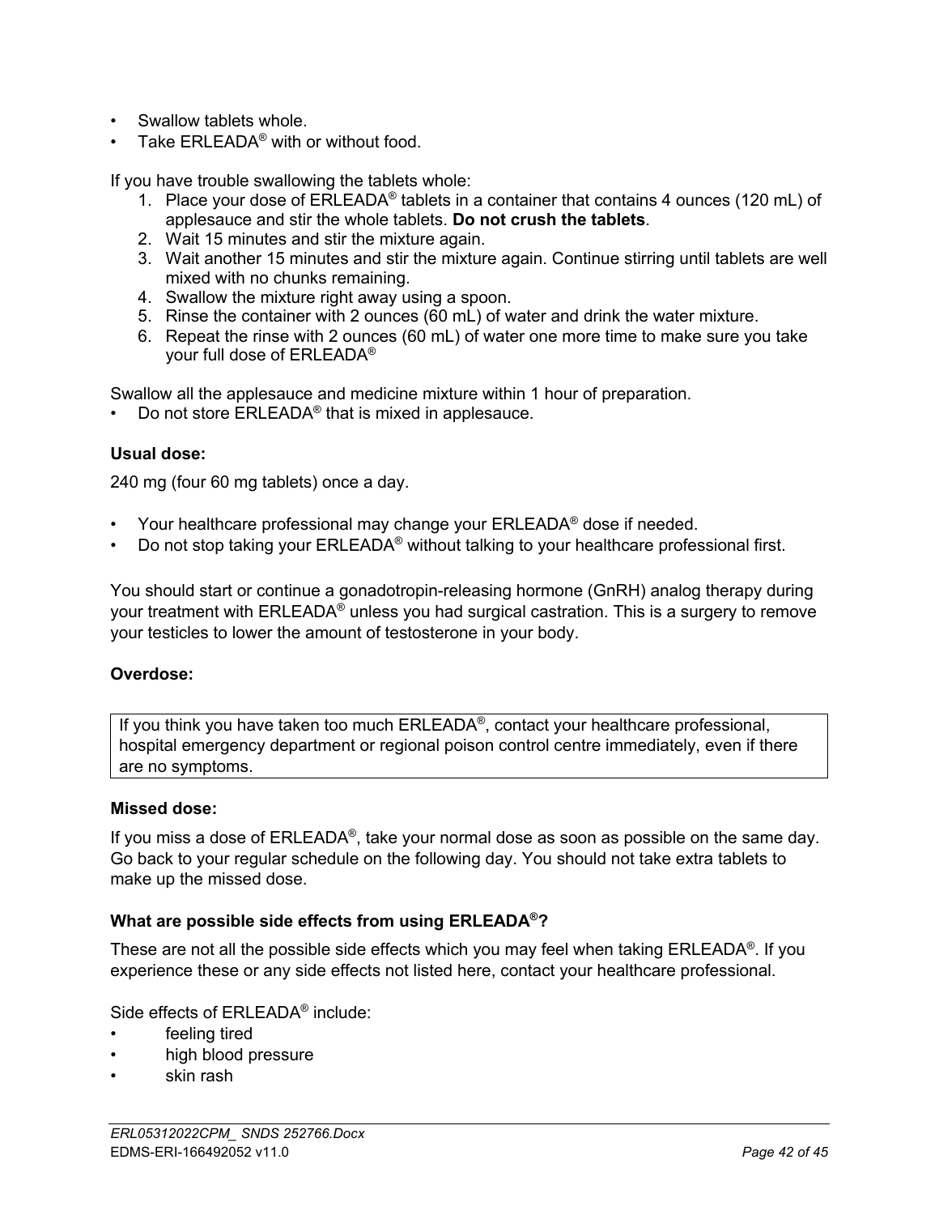- Swallow tablets whole.
- Take ERLEADA® with or without food.

If you have trouble swallowing the tablets whole:

1. Place your dose of ERLEADA® tablets in a container that contains 4 ounces (120 mL) of applesauce and stir the whole tablets. **Do not crush the tablets**.
2. Wait 15 minutes and stir the mixture again.
3. Wait another 15 minutes and stir the mixture again. Continue stirring until tablets are well mixed with no chunks remaining.
4. Swallow the mixture right away using a spoon.
5. Rinse the container with 2 ounces (60 mL) of water and drink the water mixture.
6. Repeat the rinse with 2 ounces (60 mL) of water one more time to make sure you take your full dose of ERLEADA®

Swallow all the applesauce and medicine mixture within 1 hour of preparation.

- Do not store ERLEADA® that is mixed in applesauce.

**Usual dose:**

240 mg (four 60 mg tablets) once a day.

- Your healthcare professional may change your ERLEADA® dose if needed.
- Do not stop taking your ERLEADA® without talking to your healthcare professional first.

You should start or continue a gonadotropin-releasing hormone (GnRH) analog therapy during your treatment with ERLEADA® unless you had surgical castration. This is a surgery to remove your testicles to lower the amount of testosterone in your body.

**Overdose:**

| If you think you have taken too much ERLEADA®, contact your healthcare professional, hospital emergency department or regional poison control centre immediately, even if there are no symptoms. |
| --- |

**Missed dose:**

If you miss a dose of ERLEADA®, take your normal dose as soon as possible on the same day. Go back to your regular schedule on the following day. You should not take extra tablets to make up the missed dose.

**What are possible side effects from using ERLEADA®?**

These are not all the possible side effects which you may feel when taking ERLEADA®. If you experience these or any side effects not listed here, contact your healthcare professional.

Side effects of ERLEADA® include:

- feeling tired
- high blood pressure
- skin rash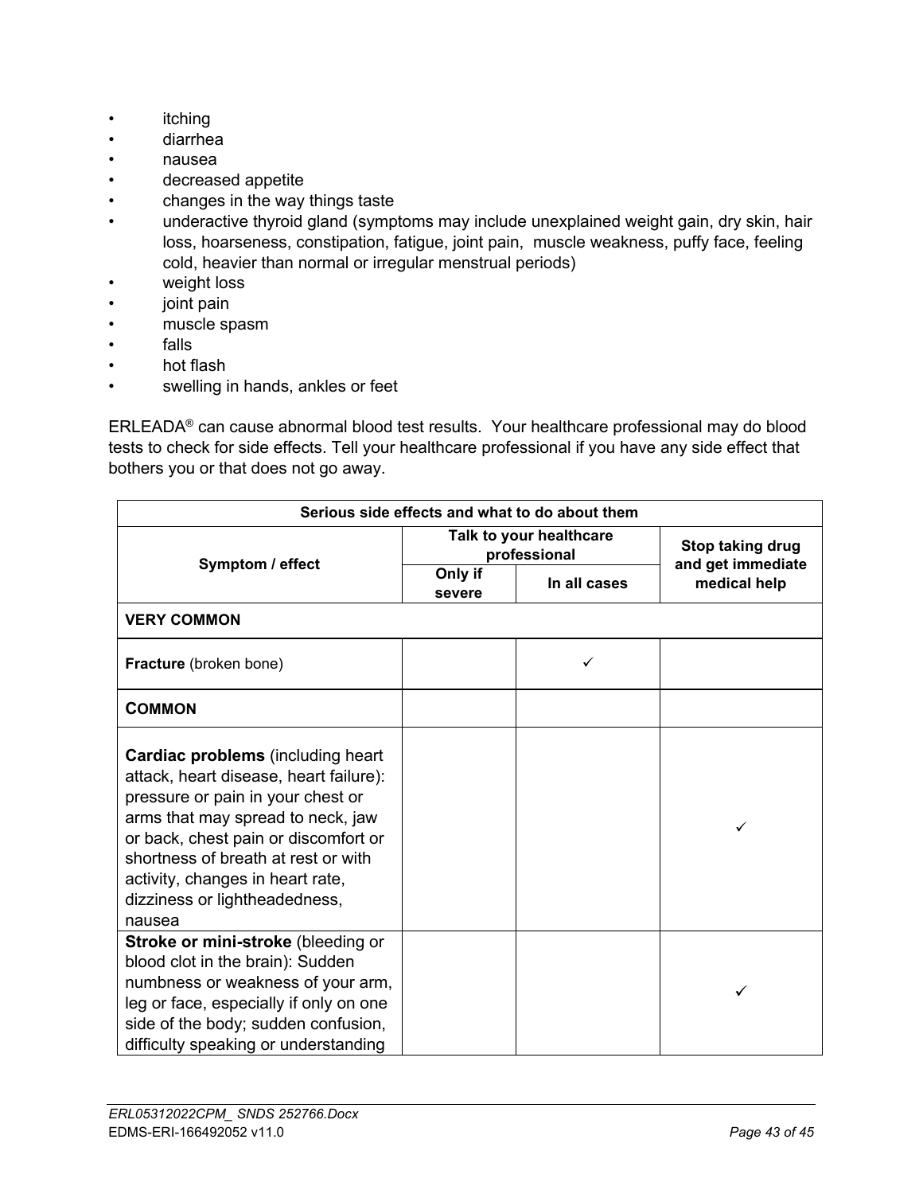- itching
- diarrhea
- nausea
- decreased appetite
- changes in the way things taste
- underactive thyroid gland (symptoms may include unexplained weight gain, dry skin, hair loss, hoarseness, constipation, fatigue, joint pain, muscle weakness, puffy face, feeling cold, heavier than normal or irregular menstrual periods)
- weight loss
- joint pain
- muscle spasm
- falls
- hot flash
- swelling in hands, ankles or feet

ERLEADA® can cause abnormal blood test results. Your healthcare professional may do blood tests to check for side effects. Tell your healthcare professional if you have any side effect that bothers you or that does not go away.

| Serious side effects and what to do about them | | | |
|---|---|---|---|
| **Symptom / effect** | **Talk to your healthcare professional** | | **Stop taking drug and get immediate medical help** |
| | **Only if severe** | **In all cases** | |
| **VERY COMMON** | | | |
| **Fracture** (broken bone) | | ✓ | |
| **COMMON** | | | |
| **Cardiac problems** (including heart attack, heart disease, heart failure): pressure or pain in your chest or arms that may spread to neck, jaw or back, chest pain or discomfort or shortness of breath at rest or with activity, changes in heart rate, dizziness or lightheadedness, nausea | | | ✓ |
| **Stroke or mini-stroke** (bleeding or blood clot in the brain): Sudden numbness or weakness of your arm, leg or face, especially if only on one side of the body; sudden confusion, difficulty speaking or understanding | | | ✓ |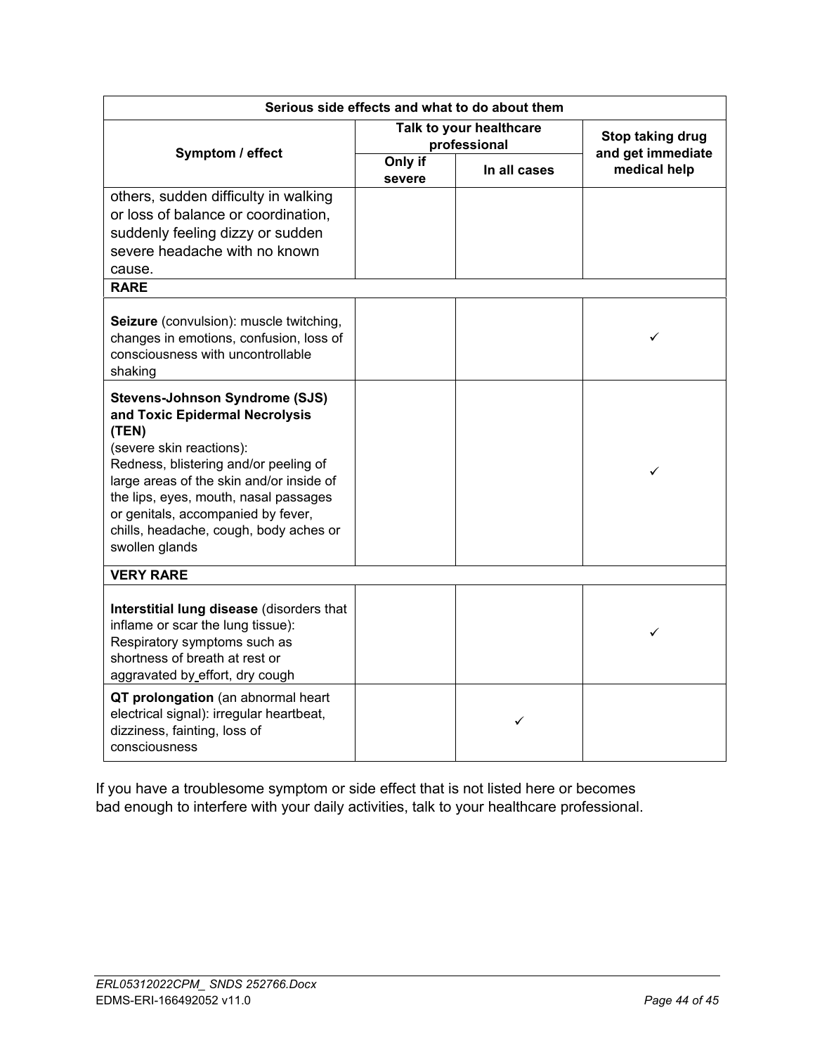| Serious side effects and what to do about them | | | |
|---|---|---|---|
| **Symptom / effect** | **Talk to your healthcare professional** | | **Stop taking drug and get immediate medical help** |
| | **Only if severe** | **In all cases** | |
| others, sudden difficulty in walking or loss of balance or coordination, suddenly feeling dizzy or sudden severe headache with no known cause. | | | |
| **RARE** | | | |
| **Seizure** (convulsion): muscle twitching, changes in emotions, confusion, loss of consciousness with uncontrollable shaking | | | ✓ |
| **Stevens-Johnson Syndrome (SJS) and Toxic Epidermal Necrolysis (TEN)** (severe skin reactions): Redness, blistering and/or peeling of large areas of the skin and/or inside of the lips, eyes, mouth, nasal passages or genitals, accompanied by fever, chills, headache, cough, body aches or swollen glands | | | ✓ |
| **VERY RARE** | | | |
| **Interstitial lung disease** (disorders that inflame or scar the lung tissue): Respiratory symptoms such as shortness of breath at rest or aggravated by effort, dry cough | | | ✓ |
| **QT prolongation** (an abnormal heart electrical signal): irregular heartbeat, dizziness, fainting, loss of consciousness | | ✓ | |

If you have a troublesome symptom or side effect that is not listed here or becomes bad enough to interfere with your daily activities, talk to your healthcare professional.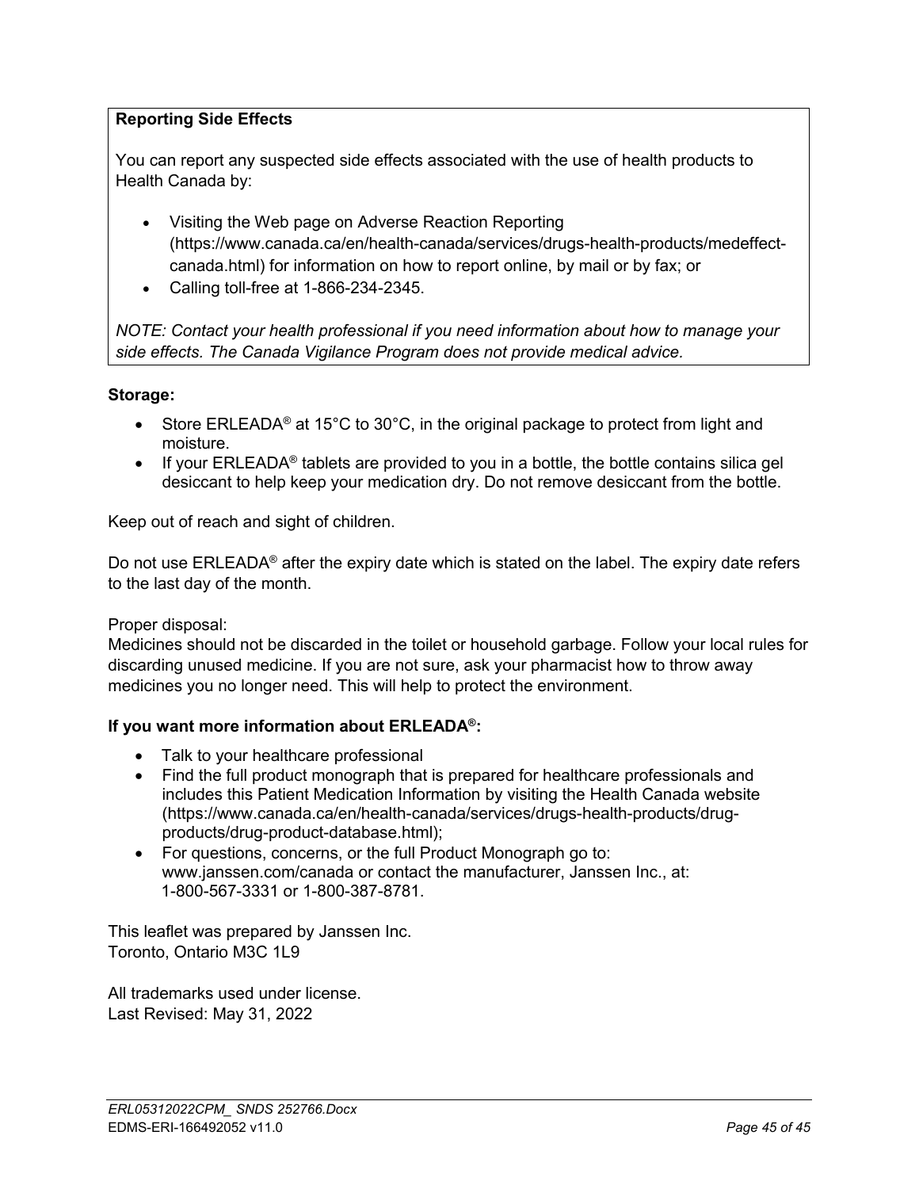**Reporting Side Effects**

You can report any suspected side effects associated with the use of health products to Health Canada by:

- Visiting the Web page on Adverse Reaction Reporting (https://www.canada.ca/en/health-canada/services/drugs-health-products/medeffect-canada.html) for information on how to report online, by mail or by fax; or
- Calling toll-free at 1-866-234-2345.

*NOTE: Contact your health professional if you need information about how to manage your side effects. The Canada Vigilance Program does not provide medical advice.*

**Storage:**

- Store ERLEADA® at 15°C to 30°C, in the original package to protect from light and moisture.
- If your ERLEADA® tablets are provided to you in a bottle, the bottle contains silica gel desiccant to help keep your medication dry. Do not remove desiccant from the bottle.

Keep out of reach and sight of children.

Do not use ERLEADA® after the expiry date which is stated on the label. The expiry date refers to the last day of the month.

Proper disposal:
Medicines should not be discarded in the toilet or household garbage. Follow your local rules for discarding unused medicine. If you are not sure, ask your pharmacist how to throw away medicines you no longer need. This will help to protect the environment.

**If you want more information about ERLEADA®:**

- Talk to your healthcare professional
- Find the full product monograph that is prepared for healthcare professionals and includes this Patient Medication Information by visiting the Health Canada website (https://www.canada.ca/en/health-canada/services/drugs-health-products/drug-products/drug-product-database.html);
- For questions, concerns, or the full Product Monograph go to: www.janssen.com/canada or contact the manufacturer, Janssen Inc., at: 1-800-567-3331 or 1-800-387-8781.

This leaflet was prepared by Janssen Inc.
Toronto, Ontario M3C 1L9

All trademarks used under license.
Last Revised: May 31, 2022